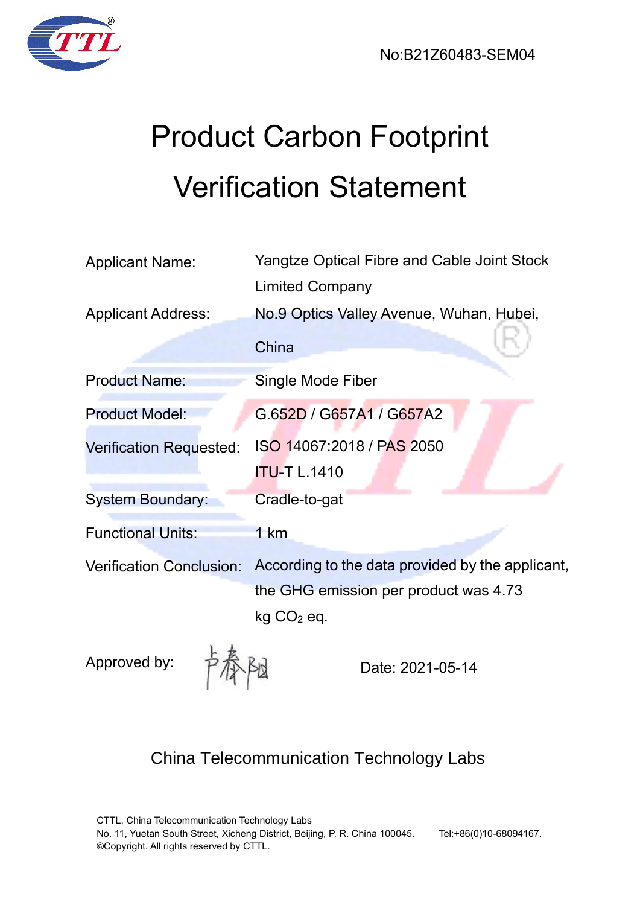No:B21Z60483-SEM04

# Product Carbon Footprint Verification Statement

| | |
|---|---|
| Applicant Name: | Yangtze Optical Fibre and Cable Joint Stock Limited Company |
| Applicant Address: | No.9 Optics Valley Avenue, Wuhan, Hubei, China |
| Product Name: | Single Mode Fiber |
| Product Model: | G.652D / G657A1 / G657A2 |
| Verification Requested: | ISO 14067:2018 / PAS 2050<br>ITU-T L.1410 |
| System Boundary: | Cradle-to-gat |
| Functional Units: | 1 km |
| Verification Conclusion: | According to the data provided by the applicant, the GHG emission per product was 4.73 kg $CO_2$ eq. |

Approved by: 卢春阳 Date: 2021-05-14

China Telecommunication Technology Labs

CTTL, China Telecommunication Technology Labs
No. 11, Yuetan South Street, Xicheng District, Beijing, P. R. China 100045. Tel:+86(0)10-68094167.
©Copyright. All rights reserved by CTTL.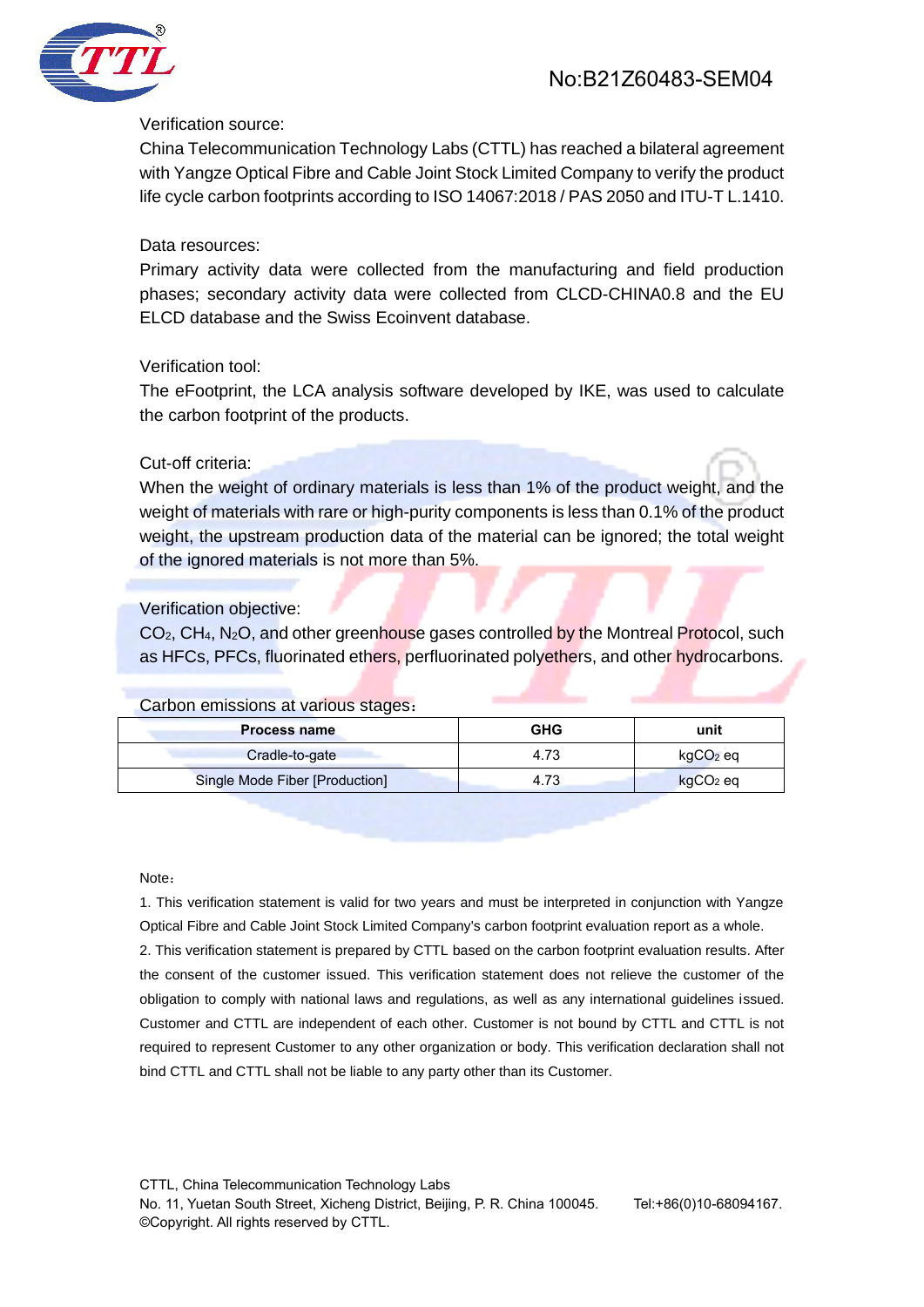No:B21Z60483-SEM04

Verification source:

China Telecommunication Technology Labs (CTTL) has reached a bilateral agreement with Yangze Optical Fibre and Cable Joint Stock Limited Company to verify the product life cycle carbon footprints according to ISO 14067:2018 / PAS 2050 and ITU-T L.1410.

Data resources:

Primary activity data were collected from the manufacturing and field production phases; secondary activity data were collected from CLCD-CHINA0.8 and the EU ELCD database and the Swiss Ecoinvent database.

Verification tool:

The eFootprint, the LCA analysis software developed by IKE, was used to calculate the carbon footprint of the products.

Cut-off criteria:

When the weight of ordinary materials is less than 1% of the product weight, and the weight of materials with rare or high-purity components is less than 0.1% of the product weight, the upstream production data of the material can be ignored; the total weight of the ignored materials is not more than 5%.

Verification objective:

$CO_2$, $CH_4$, $N_2O$, and other greenhouse gases controlled by the Montreal Protocol, such as HFCs, PFCs, fluorinated ethers, perfluorinated polyethers, and other hydrocarbons.

Carbon emissions at various stages：

| Process name | GHG | unit |
|---|---|---|
| Cradle-to-gate | 4.73 | kg$CO_2$ eq |
| Single Mode Fiber [Production] | 4.73 | kg$CO_2$ eq |

Note：

1. This verification statement is valid for two years and must be interpreted in conjunction with Yangze Optical Fibre and Cable Joint Stock Limited Company's carbon footprint evaluation report as a whole.
2. This verification statement is prepared by CTTL based on the carbon footprint evaluation results. After the consent of the customer issued. This verification statement does not relieve the customer of the obligation to comply with national laws and regulations, as well as any international guidelines issued. Customer and CTTL are independent of each other. Customer is not bound by CTTL and CTTL is not required to represent Customer to any other organization or body. This verification declaration shall not bind CTTL and CTTL shall not be liable to any party other than its Customer.

CTTL, China Telecommunication Technology Labs

No. 11, Yuetan South Street, Xicheng District, Beijing, P. R. China 100045. Tel:+86(0)10-68094167.

©Copyright. All rights reserved by CTTL.